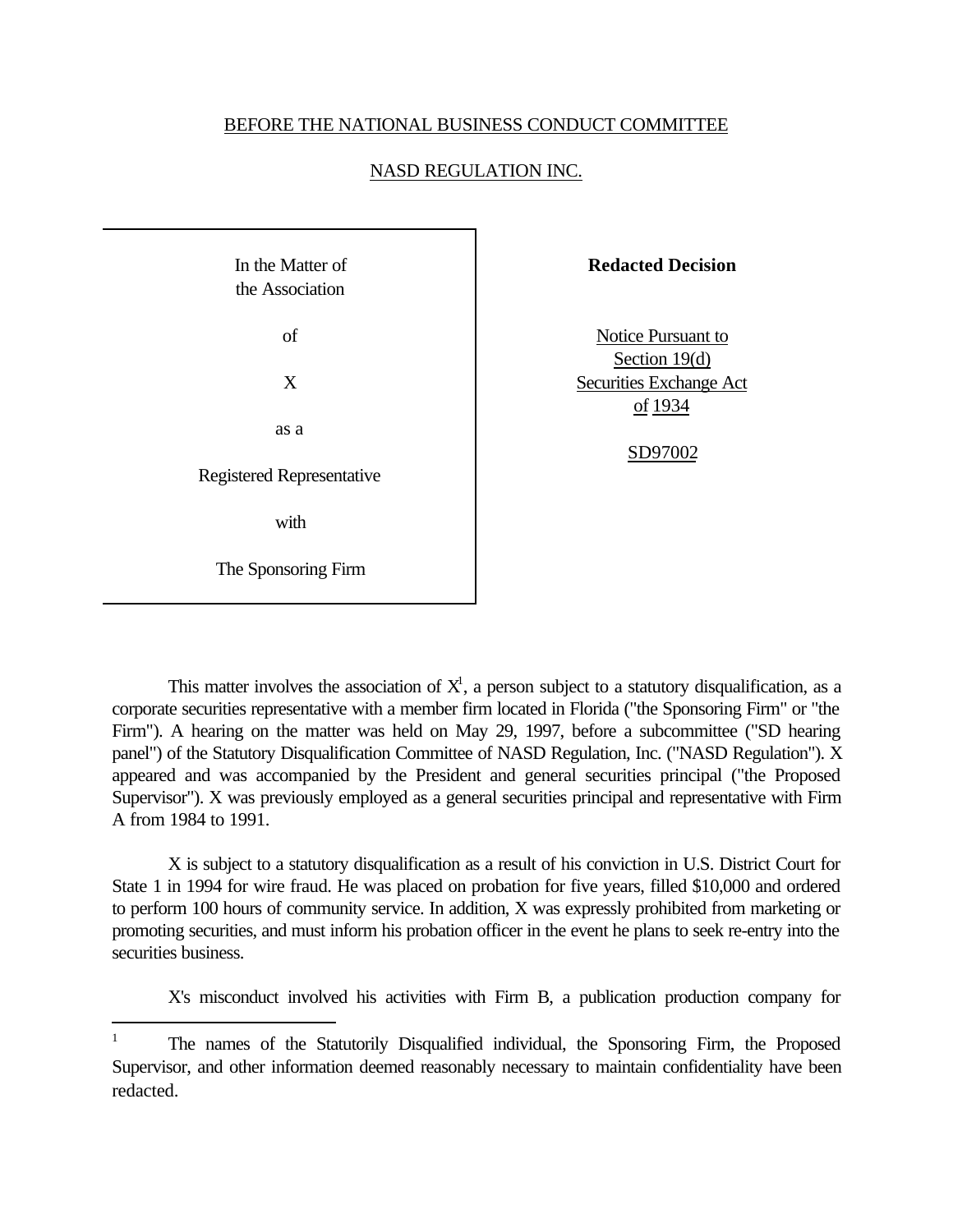BEFORE THE NATIONAL BUSINESS CONDUCT COMMITTEE

NASD REGULATION INC.

| In the Matter of the Association of X as a Registered Representative with The Sponsoring Firm | **Redacted Decision**<br><br>Notice Pursuant to Section 19(d) Securities Exchange Act of 1934<br><br>SD97002 |
|---|---|

This matter involves the association of X[1], a person subject to a statutory disqualification, as a corporate securities representative with a member firm located in Florida ("the Sponsoring Firm" or "the Firm"). A hearing on the matter was held on May 29, 1997, before a subcommittee ("SD hearing panel") of the Statutory Disqualification Committee of NASD Regulation, Inc. ("NASD Regulation"). X appeared and was accompanied by the President and general securities principal ("the Proposed Supervisor"). X was previously employed as a general securities principal and representative with Firm A from 1984 to 1991.

X is subject to a statutory disqualification as a result of his conviction in U.S. District Court for State 1 in 1994 for wire fraud. He was placed on probation for five years, filled $10,000 and ordered to perform 100 hours of community service. In addition, X was expressly prohibited from marketing or promoting securities, and must inform his probation officer in the event he plans to seek re-entry into the securities business.

X's misconduct involved his activities with Firm B, a publication production company for

[1] The names of the Statutorily Disqualified individual, the Sponsoring Firm, the Proposed Supervisor, and other information deemed reasonably necessary to maintain confidentiality have been redacted.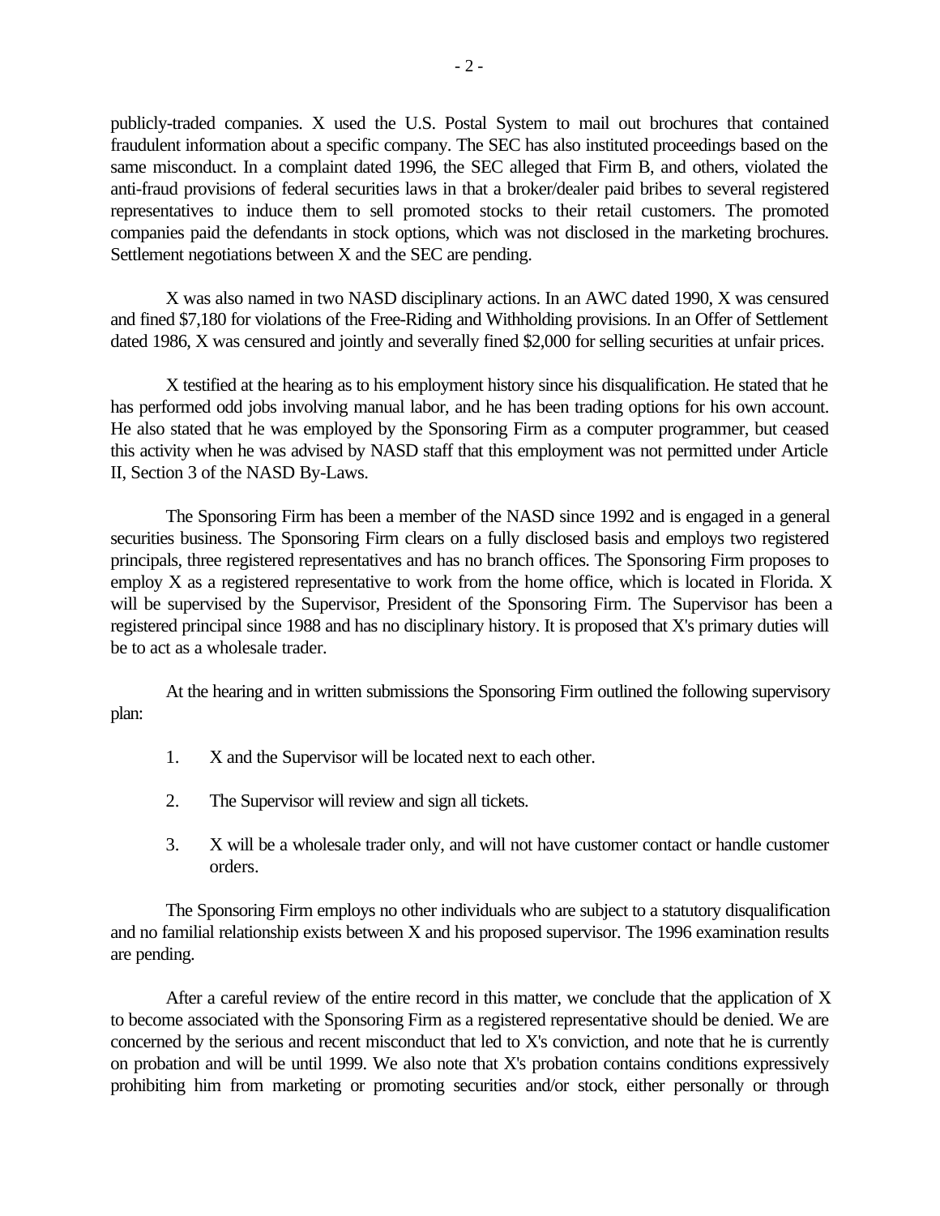publicly-traded companies. X used the U.S. Postal System to mail out brochures that contained fraudulent information about a specific company. The SEC has also instituted proceedings based on the same misconduct. In a complaint dated 1996, the SEC alleged that Firm B, and others, violated the anti-fraud provisions of federal securities laws in that a broker/dealer paid bribes to several registered representatives to induce them to sell promoted stocks to their retail customers. The promoted companies paid the defendants in stock options, which was not disclosed in the marketing brochures. Settlement negotiations between X and the SEC are pending.

X was also named in two NASD disciplinary actions. In an AWC dated 1990, X was censured and fined $7,180 for violations of the Free-Riding and Withholding provisions. In an Offer of Settlement dated 1986, X was censured and jointly and severally fined $2,000 for selling securities at unfair prices.

X testified at the hearing as to his employment history since his disqualification. He stated that he has performed odd jobs involving manual labor, and he has been trading options for his own account. He also stated that he was employed by the Sponsoring Firm as a computer programmer, but ceased this activity when he was advised by NASD staff that this employment was not permitted under Article II, Section 3 of the NASD By-Laws.

The Sponsoring Firm has been a member of the NASD since 1992 and is engaged in a general securities business. The Sponsoring Firm clears on a fully disclosed basis and employs two registered principals, three registered representatives and has no branch offices. The Sponsoring Firm proposes to employ X as a registered representative to work from the home office, which is located in Florida. X will be supervised by the Supervisor, President of the Sponsoring Firm. The Supervisor has been a registered principal since 1988 and has no disciplinary history. It is proposed that X's primary duties will be to act as a wholesale trader.

At the hearing and in written submissions the Sponsoring Firm outlined the following supervisory plan:

1. X and the Supervisor will be located next to each other.
2. The Supervisor will review and sign all tickets.
3. X will be a wholesale trader only, and will not have customer contact or handle customer orders.

The Sponsoring Firm employs no other individuals who are subject to a statutory disqualification and no familial relationship exists between X and his proposed supervisor. The 1996 examination results are pending.

After a careful review of the entire record in this matter, we conclude that the application of X to become associated with the Sponsoring Firm as a registered representative should be denied. We are concerned by the serious and recent misconduct that led to X's conviction, and note that he is currently on probation and will be until 1999. We also note that X's probation contains conditions expressively prohibiting him from marketing or promoting securities and/or stock, either personally or through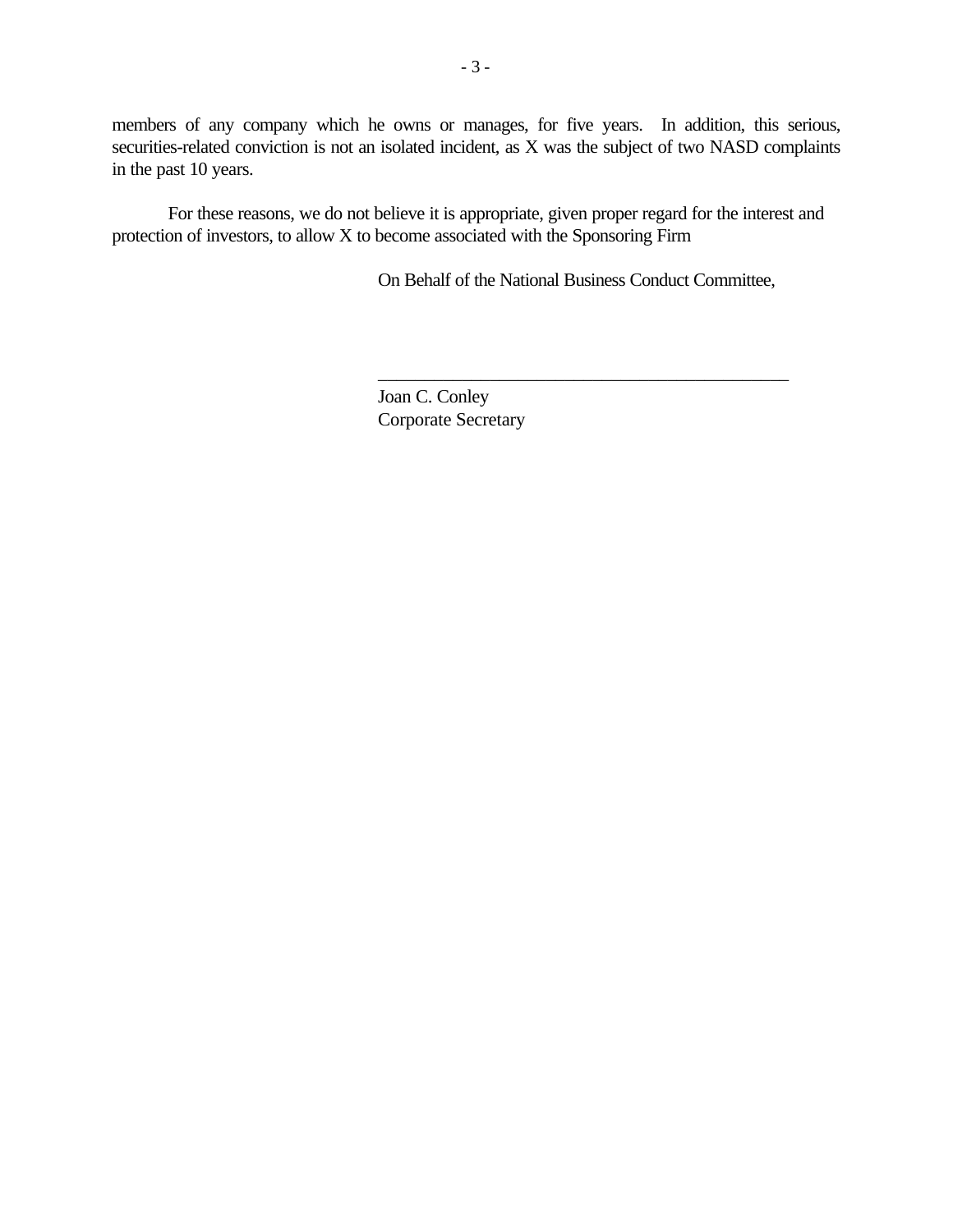members of any company which he owns or manages, for five years. In addition, this serious, securities-related conviction is not an isolated incident, as X was the subject of two NASD complaints in the past 10 years.

For these reasons, we do not believe it is appropriate, given proper regard for the interest and protection of investors, to allow X to become associated with the Sponsoring Firm

On Behalf of the National Business Conduct Committee,

\_\_\_\_\_\_\_\_\_\_\_\_\_\_\_\_\_\_\_\_\_\_\_\_\_\_\_\_\_\_\_\_\_\_\_\_\_\_\_\_

Joan C. Conley
Corporate Secretary